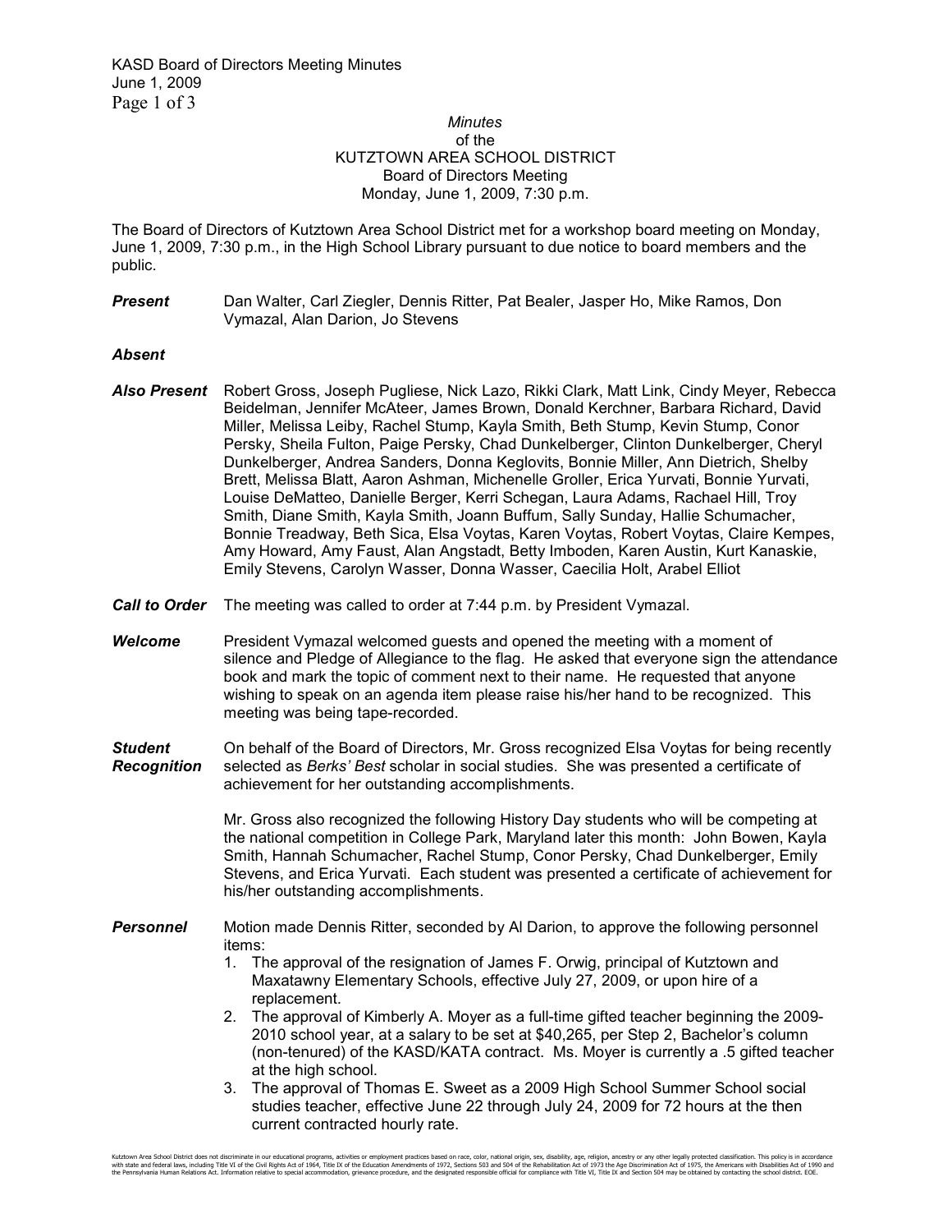*Minutes*
of the
KUTZTOWN AREA SCHOOL DISTRICT
Board of Directors Meeting
Monday, June 1, 2009, 7:30 p.m.

The Board of Directors of Kutztown Area School District met for a workshop board meeting on Monday, June 1, 2009, 7:30 p.m., in the High School Library pursuant to due notice to board members and the public.

***Present*** Dan Walter, Carl Ziegler, Dennis Ritter, Pat Bealer, Jasper Ho, Mike Ramos, Don Vymazal, Alan Darion, Jo Stevens

***Absent***

***Also Present*** Robert Gross, Joseph Pugliese, Nick Lazo, Rikki Clark, Matt Link, Cindy Meyer, Rebecca Beidelman, Jennifer McAteer, James Brown, Donald Kerchner, Barbara Richard, David Miller, Melissa Leiby, Rachel Stump, Kayla Smith, Beth Stump, Kevin Stump, Conor Persky, Sheila Fulton, Paige Persky, Chad Dunkelberger, Clinton Dunkelberger, Cheryl Dunkelberger, Andrea Sanders, Donna Keglovits, Bonnie Miller, Ann Dietrich, Shelby Brett, Melissa Blatt, Aaron Ashman, Michenelle Groller, Erica Yurvati, Bonnie Yurvati, Louise DeMatteo, Danielle Berger, Kerri Schegan, Laura Adams, Rachael Hill, Troy Smith, Diane Smith, Kayla Smith, Joann Buffum, Sally Sunday, Hallie Schumacher, Bonnie Treadway, Beth Sica, Elsa Voytas, Karen Voytas, Robert Voytas, Claire Kempes, Amy Howard, Amy Faust, Alan Angstadt, Betty Imboden, Karen Austin, Kurt Kanaskie, Emily Stevens, Carolyn Wasser, Donna Wasser, Caecilia Holt, Arabel Elliot

***Call to Order*** The meeting was called to order at 7:44 p.m. by President Vymazal.

***Welcome*** President Vymazal welcomed guests and opened the meeting with a moment of silence and Pledge of Allegiance to the flag. He asked that everyone sign the attendance book and mark the topic of comment next to their name. He requested that anyone wishing to speak on an agenda item please raise his/her hand to be recognized. This meeting was being tape-recorded.

***Student Recognition*** On behalf of the Board of Directors, Mr. Gross recognized Elsa Voytas for being recently selected as *Berks' Best* scholar in social studies. She was presented a certificate of achievement for her outstanding accomplishments.

Mr. Gross also recognized the following History Day students who will be competing at the national competition in College Park, Maryland later this month: John Bowen, Kayla Smith, Hannah Schumacher, Rachel Stump, Conor Persky, Chad Dunkelberger, Emily Stevens, and Erica Yurvati. Each student was presented a certificate of achievement for his/her outstanding accomplishments.

***Personnel*** Motion made Dennis Ritter, seconded by Al Darion, to approve the following personnel items:

1. The approval of the resignation of James F. Orwig, principal of Kutztown and Maxatawny Elementary Schools, effective July 27, 2009, or upon hire of a replacement.
2. The approval of Kimberly A. Moyer as a full-time gifted teacher beginning the 2009-2010 school year, at a salary to be set at $40,265, per Step 2, Bachelor's column (non-tenured) of the KASD/KATA contract. Ms. Moyer is currently a .5 gifted teacher at the high school.
3. The approval of Thomas E. Sweet as a 2009 High School Summer School social studies teacher, effective June 22 through July 24, 2009 for 72 hours at the then current contracted hourly rate.

Kutztown Area School District does not discriminate in our educational programs, activities or employment practices based on race, color, national origin, sex, disability, age, religion, ancestry or any other legally protected classification. This policy is in accordance with state and federal laws, including Title VI of the Civil Rights Act of 1964, Title IX of the Education Amendments of 1972, Sections 503 and 504 of the Rehabilitation Act of 1973 the Age Discrimination Act of 1975, the Americans with Disabilities Act of 1990 and the Pennsylvania Human Relations Act. Information relative to special accommodation, grievance procedure, and the designated responsible official for compliance with Title VI, Title IX and Section 504 may be obtained by contacting the school district. EOE.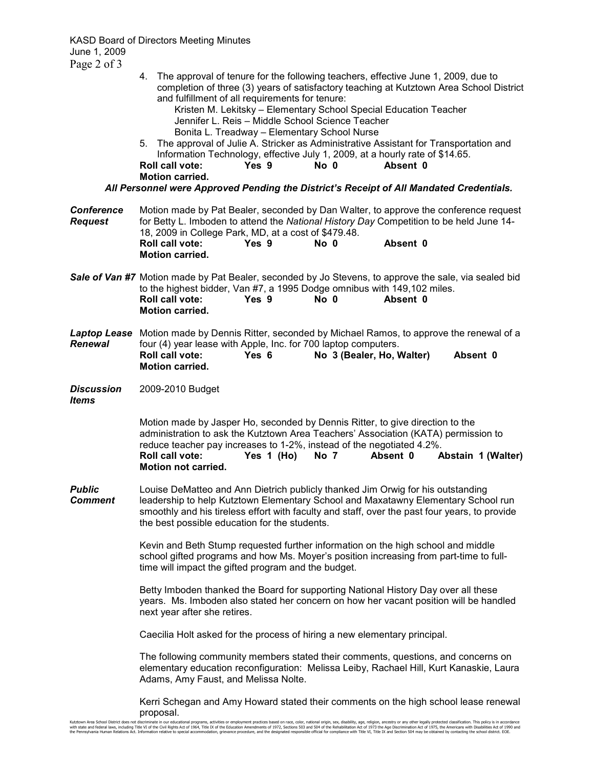4. The approval of tenure for the following teachers, effective June 1, 2009, due to completion of three (3) years of satisfactory teaching at Kutztown Area School District and fulfillment of all requirements for tenure:
   - Kristen M. Lekitsky – Elementary School Special Education Teacher
   - Jennifer L. Reis – Middle School Science Teacher
   - Bonita L. Treadway – Elementary School Nurse
5. The approval of Julie A. Stricker as Administrative Assistant for Transportation and Information Technology, effective July 1, 2009, at a hourly rate of $14.65.

**Roll call vote:** Yes 9 No 0 Absent 0
**Motion carried.**

***All Personnel were Approved Pending the District's Receipt of All Mandated Credentials.***

***Conference Request*** Motion made by Pat Bealer, seconded by Dan Walter, to approve the conference request for Betty L. Imboden to attend the *National History Day* Competition to be held June 14-18, 2009 in College Park, MD, at a cost of $479.48.
**Roll call vote:** Yes 9 No 0 Absent 0
**Motion carried.**

***Sale of Van #7*** Motion made by Pat Bealer, seconded by Jo Stevens, to approve the sale, via sealed bid to the highest bidder, Van #7, a 1995 Dodge omnibus with 149,102 miles.
**Roll call vote:** Yes 9 No 0 Absent 0
**Motion carried.**

***Laptop Lease Renewal*** Motion made by Dennis Ritter, seconded by Michael Ramos, to approve the renewal of a four (4) year lease with Apple, Inc. for 700 laptop computers.
**Roll call vote:** Yes 6 No 3 (Bealer, Ho, Walter) Absent 0
**Motion carried.**

***Discussion Items*** 2009-2010 Budget

Motion made by Jasper Ho, seconded by Dennis Ritter, to give direction to the administration to ask the Kutztown Area Teachers' Association (KATA) permission to reduce teacher pay increases to 1-2%, instead of the negotiated 4.2%.
**Roll call vote:** Yes 1 (Ho) No 7 Absent 0 Abstain 1 (Walter)
**Motion not carried.**

***Public Comment*** Louise DeMatteo and Ann Dietrich publicly thanked Jim Orwig for his outstanding leadership to help Kutztown Elementary School and Maxatawny Elementary School run smoothly and his tireless effort with faculty and staff, over the past four years, to provide the best possible education for the students.

Kevin and Beth Stump requested further information on the high school and middle school gifted programs and how Ms. Moyer's position increasing from part-time to full-time will impact the gifted program and the budget.

Betty Imboden thanked the Board for supporting National History Day over all these years. Ms. Imboden also stated her concern on how her vacant position will be handled next year after she retires.

Caecilia Holt asked for the process of hiring a new elementary principal.

The following community members stated their comments, questions, and concerns on elementary education reconfiguration: Melissa Leiby, Rachael Hill, Kurt Kanaskie, Laura Adams, Amy Faust, and Melissa Nolte.

Kerri Schegan and Amy Howard stated their comments on the high school lease renewal proposal.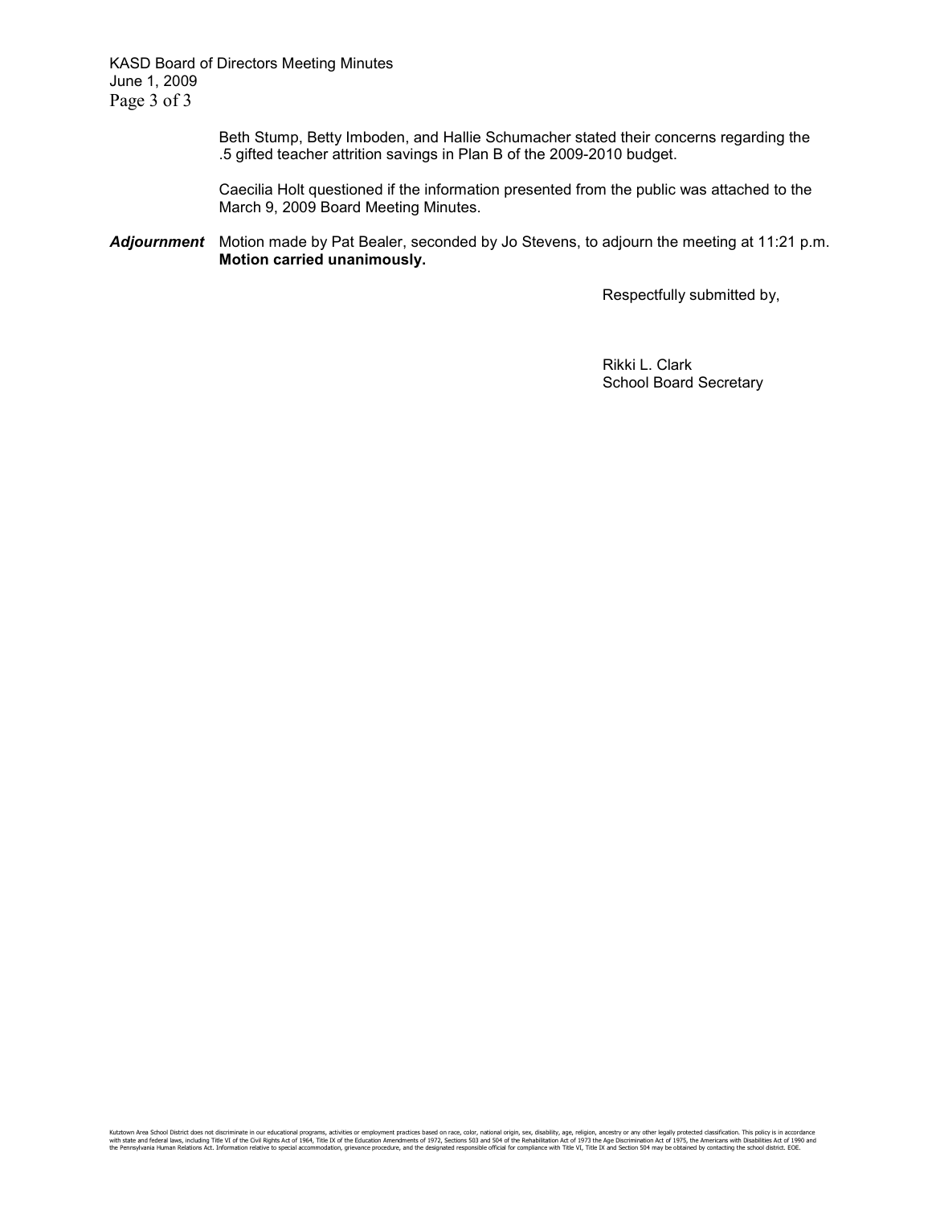Beth Stump, Betty Imboden, and Hallie Schumacher stated their concerns regarding the .5 gifted teacher attrition savings in Plan B of the 2009-2010 budget.

Caecilia Holt questioned if the information presented from the public was attached to the March 9, 2009 Board Meeting Minutes.

***Adjournment*** Motion made by Pat Bealer, seconded by Jo Stevens, to adjourn the meeting at 11:21 p.m. **Motion carried unanimously.**

Respectfully submitted by,

Rikki L. Clark
School Board Secretary

Kutztown Area School District does not discriminate in our educational programs, activities or employment practices based on race, color, national origin, sex, disability, age, religion, ancestry or any other legally protected classification. This policy is in accordance with state and federal laws, including Title VI of the Civil Rights Act of 1964, Title IX of the Education Amendments of 1972, Sections 503 and 504 of the Rehabilitation Act of 1973 the Age Discrimination Act of 1975, the Americans with Disabilities Act of 1990 and the Pennsylvania Human Relations Act. Information relative to special accommodation, grievance procedure, and the designated responsible official for compliance with Title VI, Title IX and Section 504 may be obtained by contacting the school district. EOE.